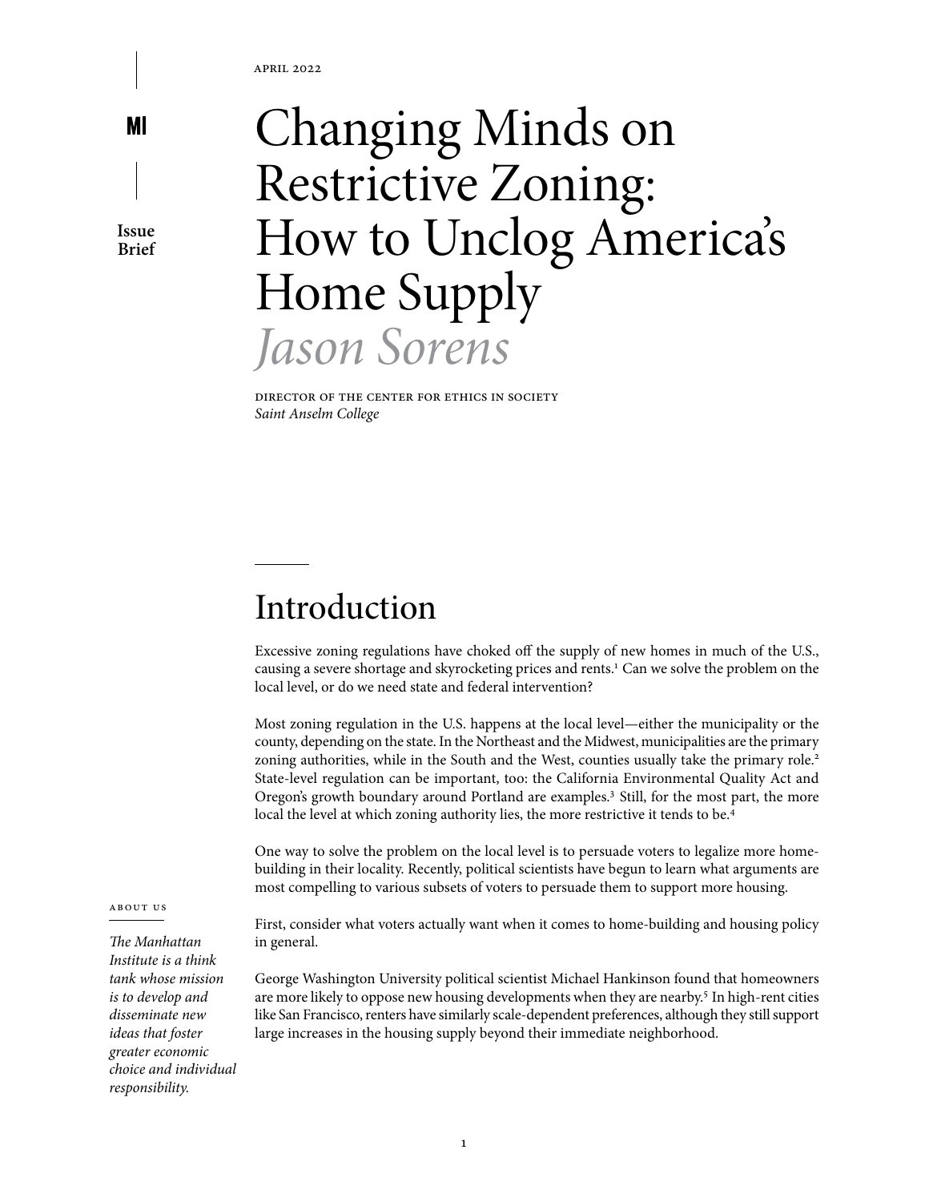April 2022

Issue Brief

# Changing Minds on Restrictive Zoning: How to Unclog America's Home Supply

*Jason Sorens*

Director of the Center for Ethics in Society
*Saint Anselm College*

## Introduction

Excessive zoning regulations have choked off the supply of new homes in much of the U.S., causing a severe shortage and skyrocketing prices and rents.[1] Can we solve the problem on the local level, or do we need state and federal intervention?

Most zoning regulation in the U.S. happens at the local level—either the municipality or the county, depending on the state. In the Northeast and the Midwest, municipalities are the primary zoning authorities, while in the South and the West, counties usually take the primary role.[2] State-level regulation can be important, too: the California Environmental Quality Act and Oregon's growth boundary around Portland are examples.[3] Still, for the most part, the more local the level at which zoning authority lies, the more restrictive it tends to be.[4]

One way to solve the problem on the local level is to persuade voters to legalize more home-building in their locality. Recently, political scientists have begun to learn what arguments are most compelling to various subsets of voters to persuade them to support more housing.

First, consider what voters actually want when it comes to home-building and housing policy in general.

George Washington University political scientist Michael Hankinson found that homeowners are more likely to oppose new housing developments when they are nearby.[5] In high-rent cities like San Francisco, renters have similarly scale-dependent preferences, although they still support large increases in the housing supply beyond their immediate neighborhood.

About Us

*The Manhattan Institute is a think tank whose mission is to develop and disseminate new ideas that foster greater economic choice and individual responsibility.*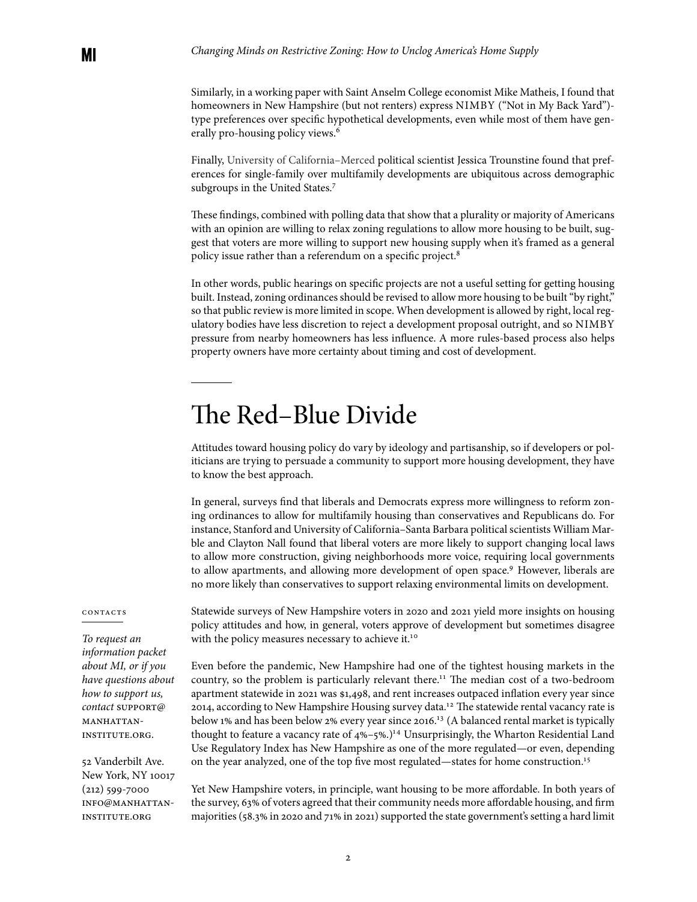Similarly, in a working paper with Saint Anselm College economist Mike Matheis, I found that homeowners in New Hampshire (but not renters) express NIMBY ("Not in My Back Yard")-type preferences over specific hypothetical developments, even while most of them have generally pro-housing policy views.[6]

Finally, University of California–Merced political scientist Jessica Trounstine found that preferences for single-family over multifamily developments are ubiquitous across demographic subgroups in the United States.[7]

These findings, combined with polling data that show that a plurality or majority of Americans with an opinion are willing to relax zoning regulations to allow more housing to be built, suggest that voters are more willing to support new housing supply when it's framed as a general policy issue rather than a referendum on a specific project.[8]

In other words, public hearings on specific projects are not a useful setting for getting housing built. Instead, zoning ordinances should be revised to allow more housing to be built "by right," so that public review is more limited in scope. When development is allowed by right, local regulatory bodies have less discretion to reject a development proposal outright, and so NIMBY pressure from nearby homeowners has less influence. A more rules-based process also helps property owners have more certainty about timing and cost of development.

## The Red–Blue Divide

Attitudes toward housing policy do vary by ideology and partisanship, so if developers or politicians are trying to persuade a community to support more housing development, they have to know the best approach.

In general, surveys find that liberals and Democrats express more willingness to reform zoning ordinances to allow for multifamily housing than conservatives and Republicans do. For instance, Stanford and University of California–Santa Barbara political scientists William Marble and Clayton Nall found that liberal voters are more likely to support changing local laws to allow more construction, giving neighborhoods more voice, requiring local governments to allow apartments, and allowing more development of open space.[9] However, liberals are no more likely than conservatives to support relaxing environmental limits on development.

Statewide surveys of New Hampshire voters in 2020 and 2021 yield more insights on housing policy attitudes and how, in general, voters approve of development but sometimes disagree with the policy measures necessary to achieve it.[10]

Even before the pandemic, New Hampshire had one of the tightest housing markets in the country, so the problem is particularly relevant there.[11] The median cost of a two-bedroom apartment statewide in 2021 was $1,498, and rent increases outpaced inflation every year since 2014, according to New Hampshire Housing survey data.[12] The statewide rental vacancy rate is below 1% and has been below 2% every year since 2016.[13] (A balanced rental market is typically thought to feature a vacancy rate of 4%–5%.)[14] Unsurprisingly, the Wharton Residential Land Use Regulatory Index has New Hampshire as one of the more regulated—or even, depending on the year analyzed, one of the top five most regulated—states for home construction.[15]

Yet New Hampshire voters, in principle, want housing to be more affordable. In both years of the survey, 63% of voters agreed that their community needs more affordable housing, and firm majorities (58.3% in 2020 and 71% in 2021) supported the state government's setting a hard limit

CONTACTS

*To request an information packet about MI, or if you have questions about how to support us, contact* SUPPORT@MANHATTAN-INSTITUTE.ORG.

52 Vanderbilt Ave.
New York, NY 10017
(212) 599-7000
INFO@MANHATTAN-INSTITUTE.ORG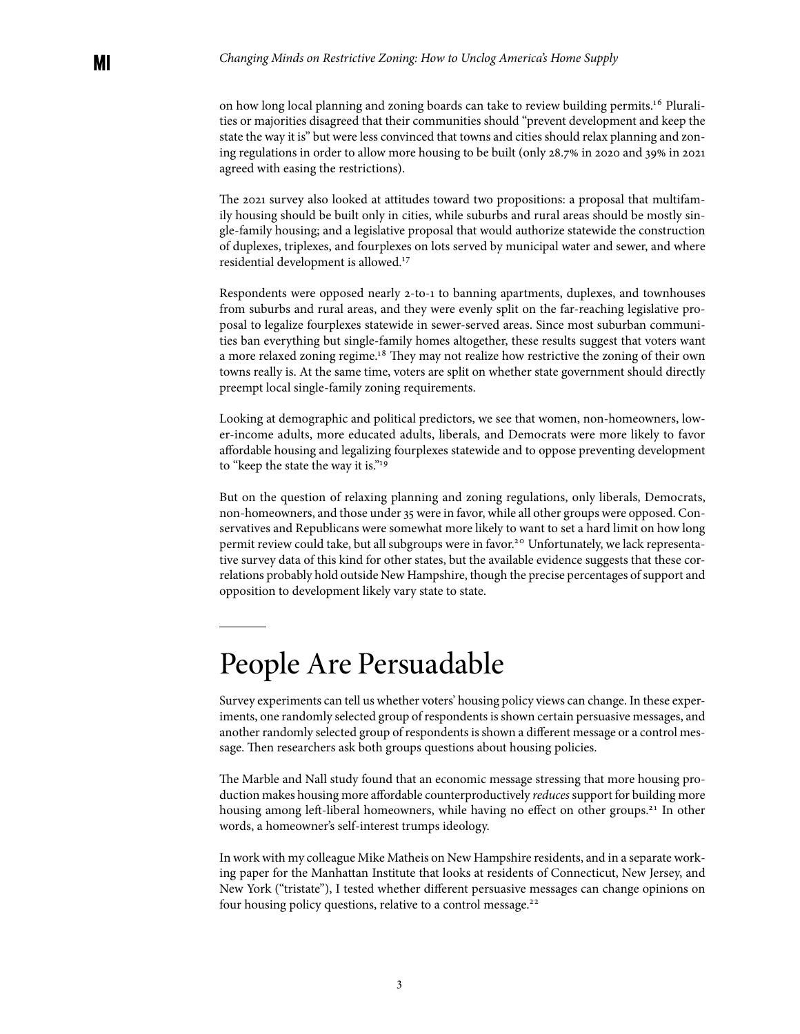on how long local planning and zoning boards can take to review building permits.[16] Pluralities or majorities disagreed that their communities should "prevent development and keep the state the way it is" but were less convinced that towns and cities should relax planning and zoning regulations in order to allow more housing to be built (only 28.7% in 2020 and 39% in 2021 agreed with easing the restrictions).

The 2021 survey also looked at attitudes toward two propositions: a proposal that multifamily housing should be built only in cities, while suburbs and rural areas should be mostly single-family housing; and a legislative proposal that would authorize statewide the construction of duplexes, triplexes, and fourplexes on lots served by municipal water and sewer, and where residential development is allowed.[17]

Respondents were opposed nearly 2-to-1 to banning apartments, duplexes, and townhouses from suburbs and rural areas, and they were evenly split on the far-reaching legislative proposal to legalize fourplexes statewide in sewer-served areas. Since most suburban communities ban everything but single-family homes altogether, these results suggest that voters want a more relaxed zoning regime.[18] They may not realize how restrictive the zoning of their own towns really is. At the same time, voters are split on whether state government should directly preempt local single-family zoning requirements.

Looking at demographic and political predictors, we see that women, non-homeowners, lower-income adults, more educated adults, liberals, and Democrats were more likely to favor affordable housing and legalizing fourplexes statewide and to oppose preventing development to "keep the state the way it is."[19]

But on the question of relaxing planning and zoning regulations, only liberals, Democrats, non-homeowners, and those under 35 were in favor, while all other groups were opposed. Conservatives and Republicans were somewhat more likely to want to set a hard limit on how long permit review could take, but all subgroups were in favor.[20] Unfortunately, we lack representative survey data of this kind for other states, but the available evidence suggests that these correlations probably hold outside New Hampshire, though the precise percentages of support and opposition to development likely vary state to state.

## People Are Persuadable

Survey experiments can tell us whether voters' housing policy views can change. In these experiments, one randomly selected group of respondents is shown certain persuasive messages, and another randomly selected group of respondents is shown a different message or a control message. Then researchers ask both groups questions about housing policies.

The Marble and Nall study found that an economic message stressing that more housing production makes housing more affordable counterproductively *reduces* support for building more housing among left-liberal homeowners, while having no effect on other groups.[21] In other words, a homeowner's self-interest trumps ideology.

In work with my colleague Mike Matheis on New Hampshire residents, and in a separate working paper for the Manhattan Institute that looks at residents of Connecticut, New Jersey, and New York ("tristate"), I tested whether different persuasive messages can change opinions on four housing policy questions, relative to a control message.[22]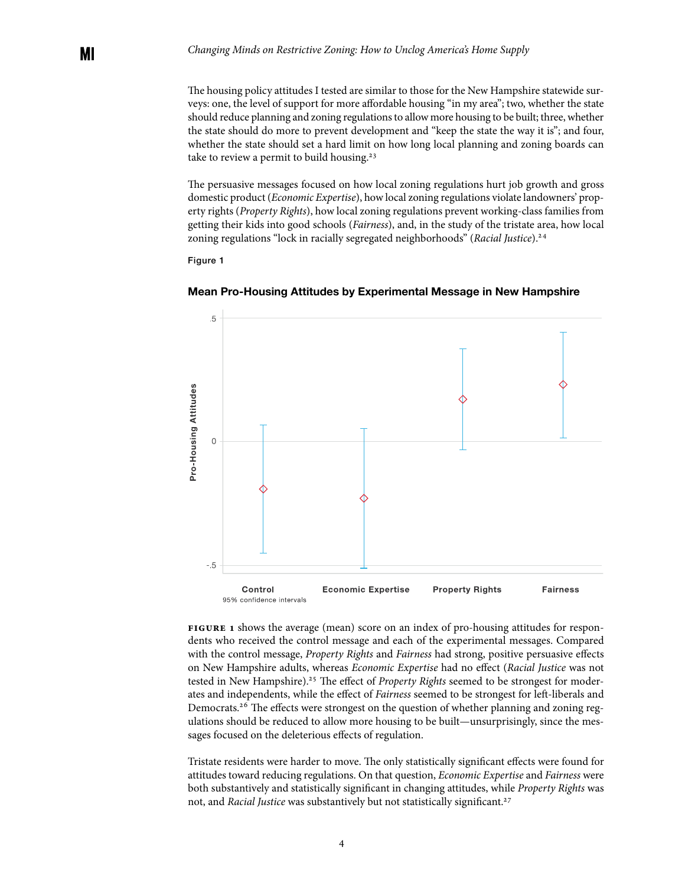The housing policy attitudes I tested are similar to those for the New Hampshire statewide surveys: one, the level of support for more affordable housing "in my area"; two, whether the state should reduce planning and zoning regulations to allow more housing to be built; three, whether the state should do more to prevent development and "keep the state the way it is"; and four, whether the state should set a hard limit on how long local planning and zoning boards can take to review a permit to build housing.[23]

The persuasive messages focused on how local zoning regulations hurt job growth and gross domestic product (*Economic Expertise*), how local zoning regulations violate landowners' property rights (*Property Rights*), how local zoning regulations prevent working-class families from getting their kids into good schools (*Fairness*), and, in the study of the tristate area, how local zoning regulations "lock in racially segregated neighborhoods" (*Racial Justice*).[24]

Figure 1

**Mean Pro-Housing Attitudes by Experimental Message in New Hampshire**

Pro-Housing Attitudes

.5

0

-.5

Control | Economic Expertise | Property Rights | Fairness

95% confidence intervals

**FIGURE 1** shows the average (mean) score on an index of pro-housing attitudes for respondents who received the control message and each of the experimental messages. Compared with the control message, *Property Rights* and *Fairness* had strong, positive persuasive effects on New Hampshire adults, whereas *Economic Expertise* had no effect (*Racial Justice* was not tested in New Hampshire).[25] The effect of *Property Rights* seemed to be strongest for moderates and independents, while the effect of *Fairness* seemed to be strongest for left-liberals and Democrats.[26] The effects were strongest on the question of whether planning and zoning regulations should be reduced to allow more housing to be built—unsurprisingly, since the messages focused on the deleterious effects of regulation.

Tristate residents were harder to move. The only statistically significant effects were found for attitudes toward reducing regulations. On that question, *Economic Expertise* and *Fairness* were both substantively and statistically significant in changing attitudes, while *Property Rights* was not, and *Racial Justice* was substantively but not statistically significant.[27]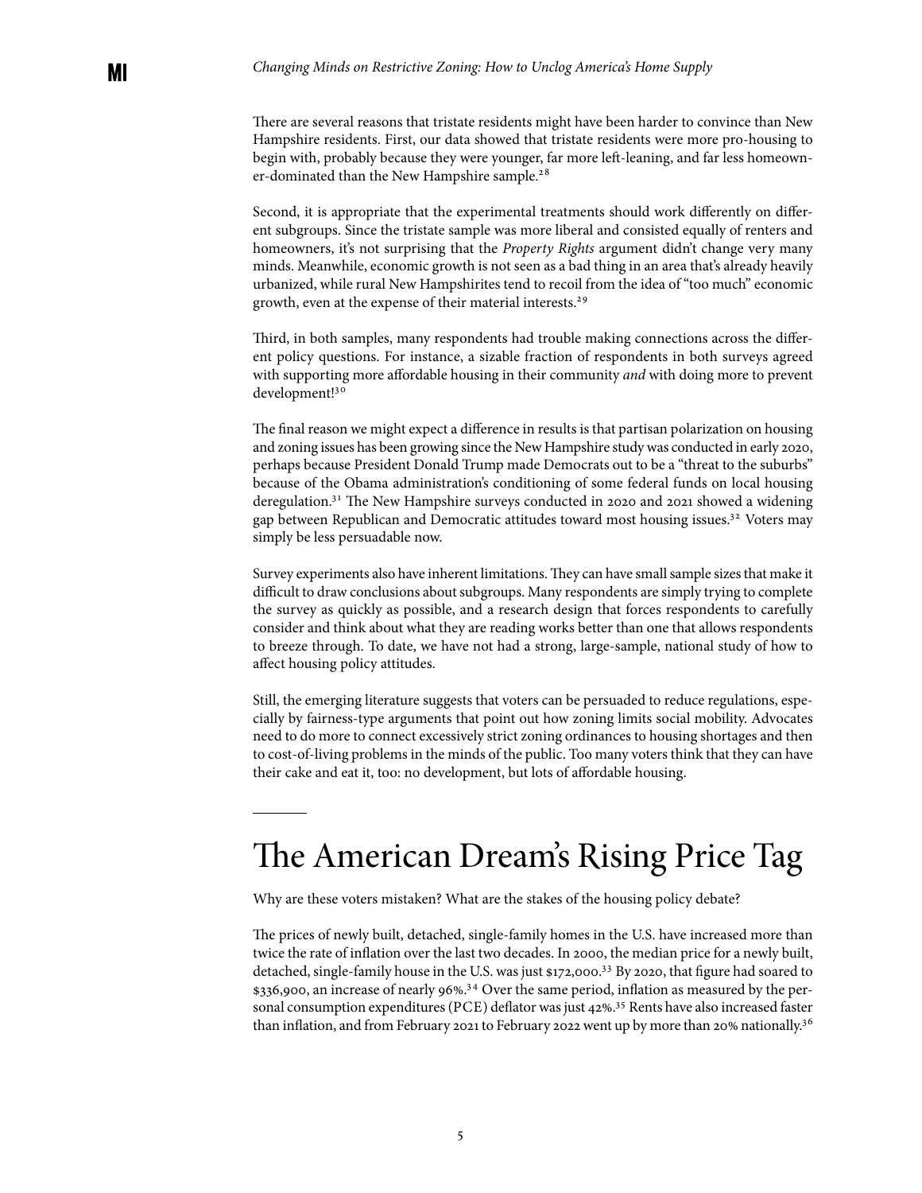There are several reasons that tristate residents might have been harder to convince than New Hampshire residents. First, our data showed that tristate residents were more pro-housing to begin with, probably because they were younger, far more left-leaning, and far less homeowner-dominated than the New Hampshire sample.[28]

Second, it is appropriate that the experimental treatments should work differently on different subgroups. Since the tristate sample was more liberal and consisted equally of renters and homeowners, it's not surprising that the *Property Rights* argument didn't change very many minds. Meanwhile, economic growth is not seen as a bad thing in an area that's already heavily urbanized, while rural New Hampshirites tend to recoil from the idea of "too much" economic growth, even at the expense of their material interests.[29]

Third, in both samples, many respondents had trouble making connections across the different policy questions. For instance, a sizable fraction of respondents in both surveys agreed with supporting more affordable housing in their community *and* with doing more to prevent development![30]

The final reason we might expect a difference in results is that partisan polarization on housing and zoning issues has been growing since the New Hampshire study was conducted in early 2020, perhaps because President Donald Trump made Democrats out to be a "threat to the suburbs" because of the Obama administration's conditioning of some federal funds on local housing deregulation.[31] The New Hampshire surveys conducted in 2020 and 2021 showed a widening gap between Republican and Democratic attitudes toward most housing issues.[32] Voters may simply be less persuadable now.

Survey experiments also have inherent limitations. They can have small sample sizes that make it difficult to draw conclusions about subgroups. Many respondents are simply trying to complete the survey as quickly as possible, and a research design that forces respondents to carefully consider and think about what they are reading works better than one that allows respondents to breeze through. To date, we have not had a strong, large-sample, national study of how to affect housing policy attitudes.

Still, the emerging literature suggests that voters can be persuaded to reduce regulations, especially by fairness-type arguments that point out how zoning limits social mobility. Advocates need to do more to connect excessively strict zoning ordinances to housing shortages and then to cost-of-living problems in the minds of the public. Too many voters think that they can have their cake and eat it, too: no development, but lots of affordable housing.

# The American Dream's Rising Price Tag

Why are these voters mistaken? What are the stakes of the housing policy debate?

The prices of newly built, detached, single-family homes in the U.S. have increased more than twice the rate of inflation over the last two decades. In 2000, the median price for a newly built, detached, single-family house in the U.S. was just $172,000.[33] By 2020, that figure had soared to $336,900, an increase of nearly 96%.[34] Over the same period, inflation as measured by the personal consumption expenditures (PCE) deflator was just 42%.[35] Rents have also increased faster than inflation, and from February 2021 to February 2022 went up by more than 20% nationally.[36]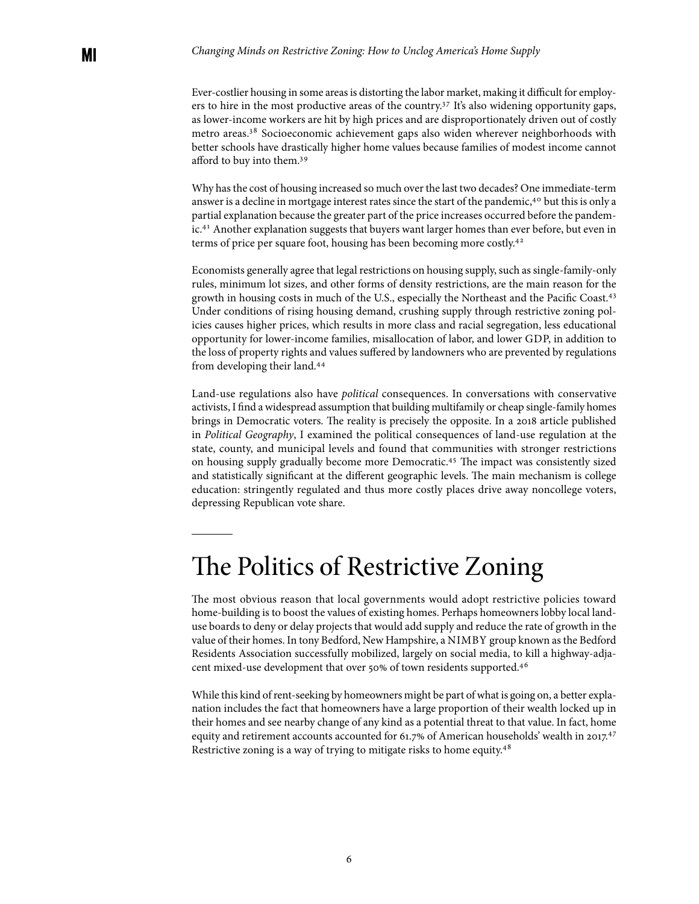Ever-costlier housing in some areas is distorting the labor market, making it difficult for employers to hire in the most productive areas of the country.[37] It's also widening opportunity gaps, as lower-income workers are hit by high prices and are disproportionately driven out of costly metro areas.[38] Socioeconomic achievement gaps also widen wherever neighborhoods with better schools have drastically higher home values because families of modest income cannot afford to buy into them.[39]

Why has the cost of housing increased so much over the last two decades? One immediate-term answer is a decline in mortgage interest rates since the start of the pandemic,[40] but this is only a partial explanation because the greater part of the price increases occurred before the pandemic.[41] Another explanation suggests that buyers want larger homes than ever before, but even in terms of price per square foot, housing has been becoming more costly.[42]

Economists generally agree that legal restrictions on housing supply, such as single-family-only rules, minimum lot sizes, and other forms of density restrictions, are the main reason for the growth in housing costs in much of the U.S., especially the Northeast and the Pacific Coast.[43] Under conditions of rising housing demand, crushing supply through restrictive zoning policies causes higher prices, which results in more class and racial segregation, less educational opportunity for lower-income families, misallocation of labor, and lower GDP, in addition to the loss of property rights and values suffered by landowners who are prevented by regulations from developing their land.[44]

Land-use regulations also have *political* consequences. In conversations with conservative activists, I find a widespread assumption that building multifamily or cheap single-family homes brings in Democratic voters. The reality is precisely the opposite. In a 2018 article published in *Political Geography*, I examined the political consequences of land-use regulation at the state, county, and municipal levels and found that communities with stronger restrictions on housing supply gradually become more Democratic.[45] The impact was consistently sized and statistically significant at the different geographic levels. The main mechanism is college education: stringently regulated and thus more costly places drive away noncollege voters, depressing Republican vote share.

# The Politics of Restrictive Zoning

The most obvious reason that local governments would adopt restrictive policies toward home-building is to boost the values of existing homes. Perhaps homeowners lobby local land-use boards to deny or delay projects that would add supply and reduce the rate of growth in the value of their homes. In tony Bedford, New Hampshire, a NIMBY group known as the Bedford Residents Association successfully mobilized, largely on social media, to kill a highway-adjacent mixed-use development that over 50% of town residents supported.[46]

While this kind of rent-seeking by homeowners might be part of what is going on, a better explanation includes the fact that homeowners have a large proportion of their wealth locked up in their homes and see nearby change of any kind as a potential threat to that value. In fact, home equity and retirement accounts accounted for 61.7% of American households' wealth in 2017.[47] Restrictive zoning is a way of trying to mitigate risks to home equity.[48]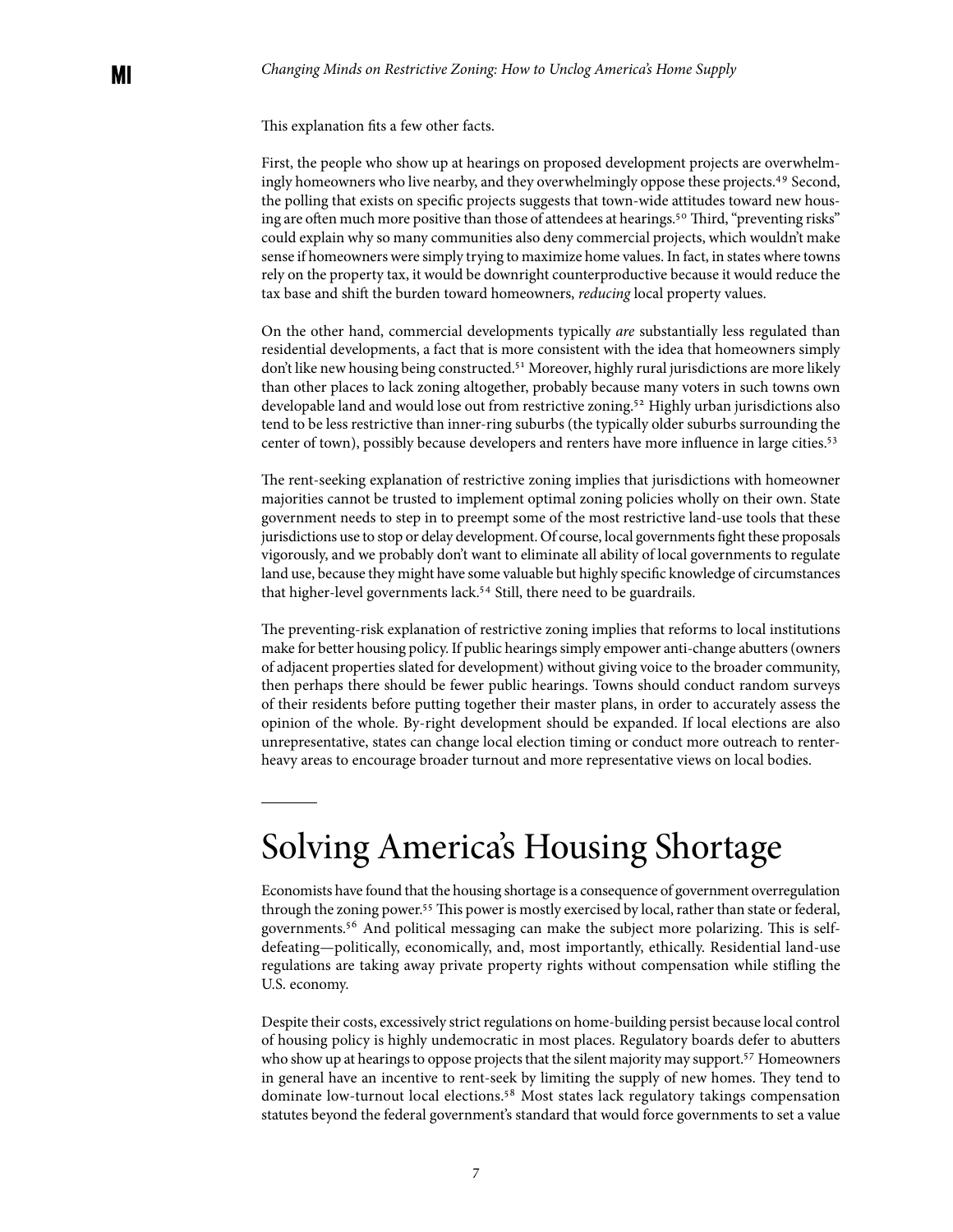This explanation fits a few other facts.

First, the people who show up at hearings on proposed development projects are overwhelmingly homeowners who live nearby, and they overwhelmingly oppose these projects.[49] Second, the polling that exists on specific projects suggests that town-wide attitudes toward new housing are often much more positive than those of attendees at hearings.[50] Third, "preventing risks" could explain why so many communities also deny commercial projects, which wouldn't make sense if homeowners were simply trying to maximize home values. In fact, in states where towns rely on the property tax, it would be downright counterproductive because it would reduce the tax base and shift the burden toward homeowners, *reducing* local property values.

On the other hand, commercial developments typically *are* substantially less regulated than residential developments, a fact that is more consistent with the idea that homeowners simply don't like new housing being constructed.[51] Moreover, highly rural jurisdictions are more likely than other places to lack zoning altogether, probably because many voters in such towns own developable land and would lose out from restrictive zoning.[52] Highly urban jurisdictions also tend to be less restrictive than inner-ring suburbs (the typically older suburbs surrounding the center of town), possibly because developers and renters have more influence in large cities.[53]

The rent-seeking explanation of restrictive zoning implies that jurisdictions with homeowner majorities cannot be trusted to implement optimal zoning policies wholly on their own. State government needs to step in to preempt some of the most restrictive land-use tools that these jurisdictions use to stop or delay development. Of course, local governments fight these proposals vigorously, and we probably don't want to eliminate all ability of local governments to regulate land use, because they might have some valuable but highly specific knowledge of circumstances that higher-level governments lack.[54] Still, there need to be guardrails.

The preventing-risk explanation of restrictive zoning implies that reforms to local institutions make for better housing policy. If public hearings simply empower anti-change abutters (owners of adjacent properties slated for development) without giving voice to the broader community, then perhaps there should be fewer public hearings. Towns should conduct random surveys of their residents before putting together their master plans, in order to accurately assess the opinion of the whole. By-right development should be expanded. If local elections are also unrepresentative, states can change local election timing or conduct more outreach to renter-heavy areas to encourage broader turnout and more representative views on local bodies.

# Solving America's Housing Shortage

Economists have found that the housing shortage is a consequence of government overregulation through the zoning power.[55] This power is mostly exercised by local, rather than state or federal, governments.[56] And political messaging can make the subject more polarizing. This is self-defeating—politically, economically, and, most importantly, ethically. Residential land-use regulations are taking away private property rights without compensation while stifling the U.S. economy.

Despite their costs, excessively strict regulations on home-building persist because local control of housing policy is highly undemocratic in most places. Regulatory boards defer to abutters who show up at hearings to oppose projects that the silent majority may support.[57] Homeowners in general have an incentive to rent-seek by limiting the supply of new homes. They tend to dominate low-turnout local elections.[58] Most states lack regulatory takings compensation statutes beyond the federal government's standard that would force governments to set a value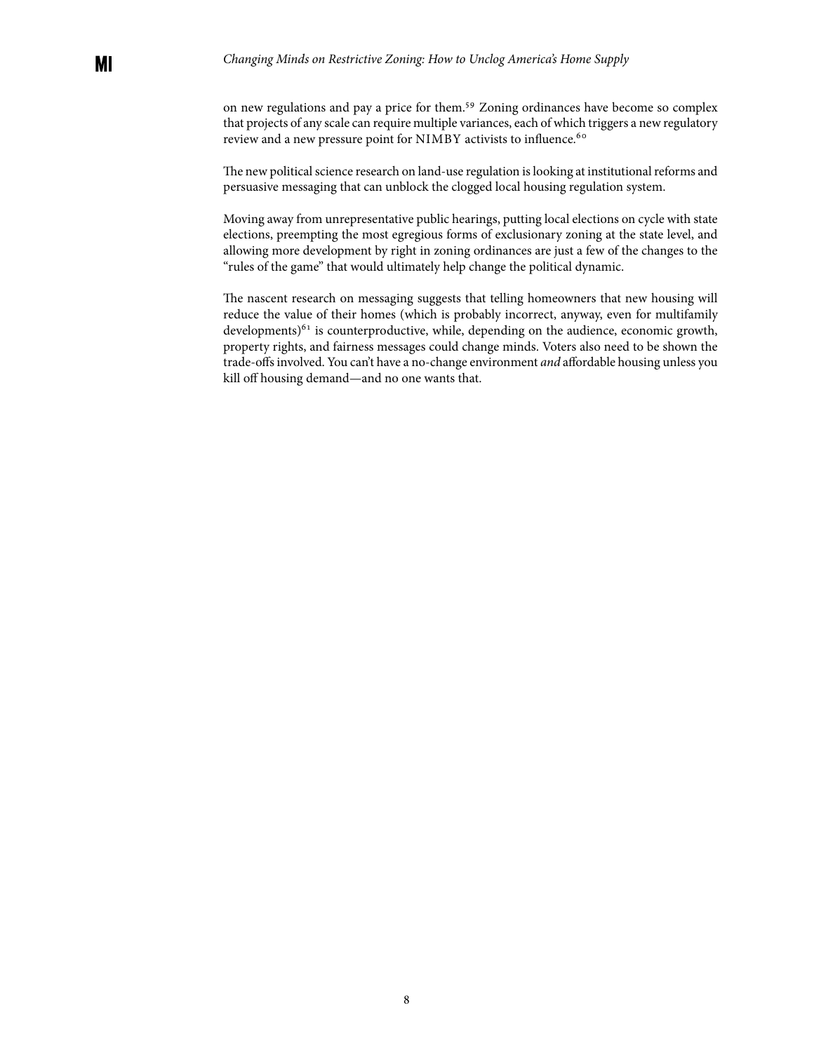on new regulations and pay a price for them.[59] Zoning ordinances have become so complex that projects of any scale can require multiple variances, each of which triggers a new regulatory review and a new pressure point for NIMBY activists to influence.[60]

The new political science research on land-use regulation is looking at institutional reforms and persuasive messaging that can unblock the clogged local housing regulation system.

Moving away from unrepresentative public hearings, putting local elections on cycle with state elections, preempting the most egregious forms of exclusionary zoning at the state level, and allowing more development by right in zoning ordinances are just a few of the changes to the "rules of the game" that would ultimately help change the political dynamic.

The nascent research on messaging suggests that telling homeowners that new housing will reduce the value of their homes (which is probably incorrect, anyway, even for multifamily developments)[61] is counterproductive, while, depending on the audience, economic growth, property rights, and fairness messages could change minds. Voters also need to be shown the trade-offs involved. You can't have a no-change environment *and* affordable housing unless you kill off housing demand—and no one wants that.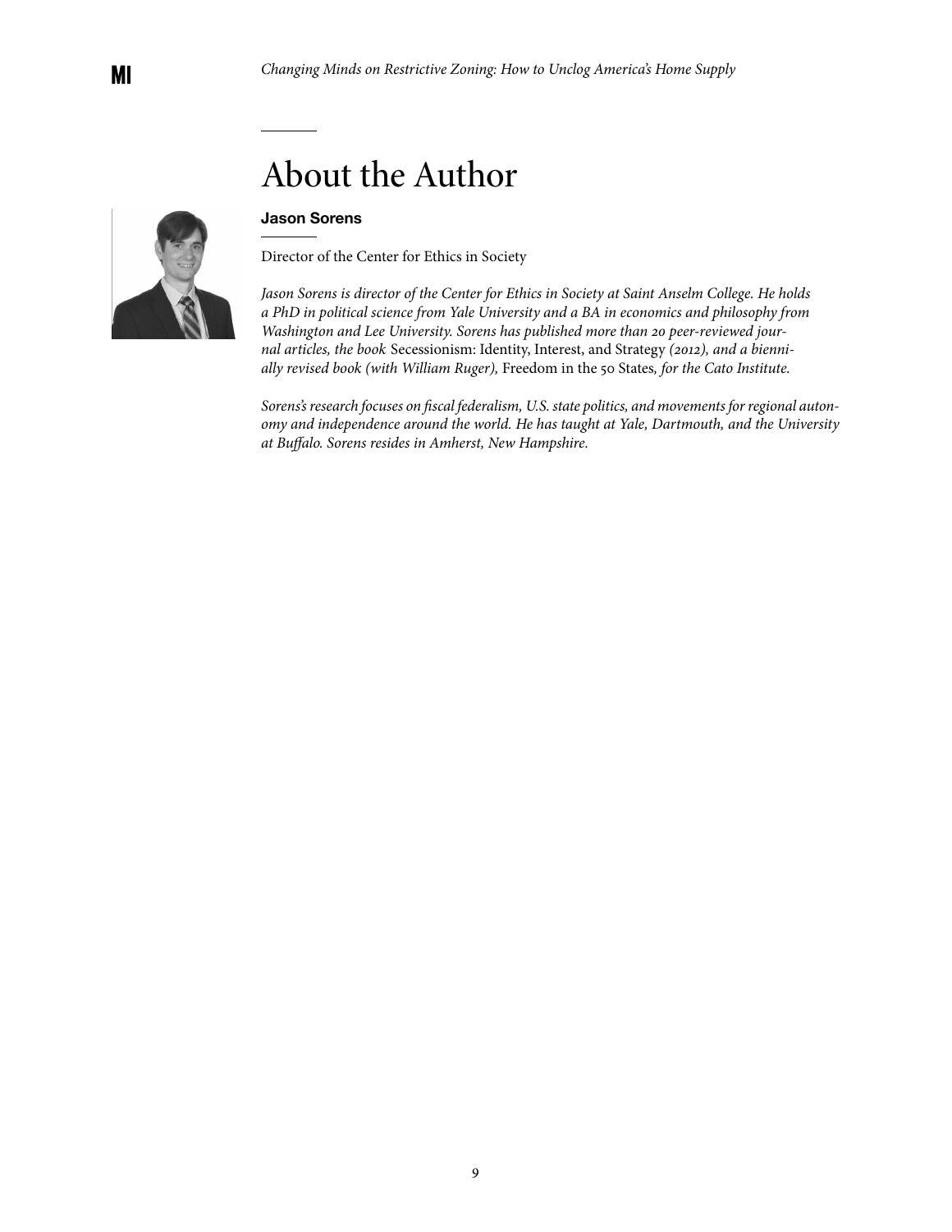# About the Author

**Jason Sorens**

Director of the Center for Ethics in Society

*Jason Sorens is director of the Center for Ethics in Society at Saint Anselm College. He holds a PhD in political science from Yale University and a BA in economics and philosophy from Washington and Lee University. Sorens has published more than 20 peer-reviewed journal articles, the book* Secessionism: Identity, Interest, and Strategy *(2012), and a biennially revised book (with William Ruger),* Freedom in the 50 States*, for the Cato Institute.*

*Sorens's research focuses on fiscal federalism, U.S. state politics, and movements for regional autonomy and independence around the world. He has taught at Yale, Dartmouth, and the University at Buffalo. Sorens resides in Amherst, New Hampshire.*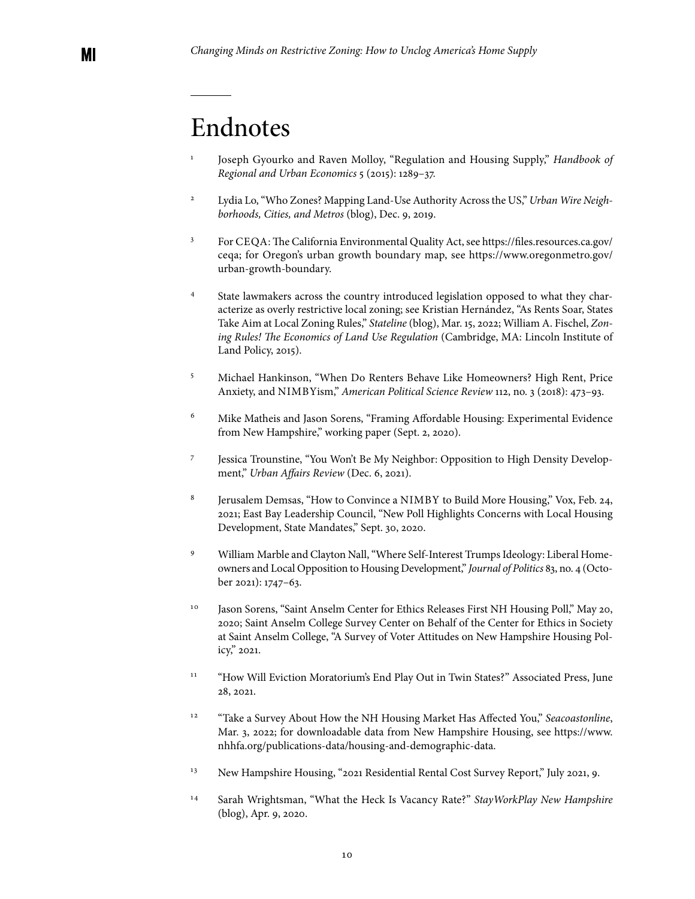# Endnotes

1. Joseph Gyourko and Raven Molloy, "Regulation and Housing Supply," *Handbook of Regional and Urban Economics* 5 (2015): 1289–37.

2. Lydia Lo, "Who Zones? Mapping Land-Use Authority Across the US," *Urban Wire Neighborhoods, Cities, and Metros* (blog), Dec. 9, 2019.

3. For CEQA: The California Environmental Quality Act, see https://files.resources.ca.gov/ceqa; for Oregon's urban growth boundary map, see https://www.oregonmetro.gov/urban-growth-boundary.

4. State lawmakers across the country introduced legislation opposed to what they characterize as overly restrictive local zoning; see Kristian Hernández, "As Rents Soar, States Take Aim at Local Zoning Rules," *Stateline* (blog), Mar. 15, 2022; William A. Fischel, *Zoning Rules! The Economics of Land Use Regulation* (Cambridge, MA: Lincoln Institute of Land Policy, 2015).

5. Michael Hankinson, "When Do Renters Behave Like Homeowners? High Rent, Price Anxiety, and NIMBYism," *American Political Science Review* 112, no. 3 (2018): 473–93.

6. Mike Matheis and Jason Sorens, "Framing Affordable Housing: Experimental Evidence from New Hampshire," working paper (Sept. 2, 2020).

7. Jessica Trounstine, "You Won't Be My Neighbor: Opposition to High Density Development," *Urban Affairs Review* (Dec. 6, 2021).

8. Jerusalem Demsas, "How to Convince a NIMBY to Build More Housing," Vox, Feb. 24, 2021; East Bay Leadership Council, "New Poll Highlights Concerns with Local Housing Development, State Mandates," Sept. 30, 2020.

9. William Marble and Clayton Nall, "Where Self-Interest Trumps Ideology: Liberal Homeowners and Local Opposition to Housing Development," *Journal of Politics* 83, no. 4 (October 2021): 1747–63.

10. Jason Sorens, "Saint Anselm Center for Ethics Releases First NH Housing Poll," May 20, 2020; Saint Anselm College Survey Center on Behalf of the Center for Ethics in Society at Saint Anselm College, "A Survey of Voter Attitudes on New Hampshire Housing Policy," 2021.

11. "How Will Eviction Moratorium's End Play Out in Twin States?" Associated Press, June 28, 2021.

12. "Take a Survey About How the NH Housing Market Has Affected You," *Seacoastonline*, Mar. 3, 2022; for downloadable data from New Hampshire Housing, see https://www.nhhfa.org/publications-data/housing-and-demographic-data.

13. New Hampshire Housing, "2021 Residential Rental Cost Survey Report," July 2021, 9.

14. Sarah Wrightsman, "What the Heck Is Vacancy Rate?" *StayWorkPlay New Hampshire* (blog), Apr. 9, 2020.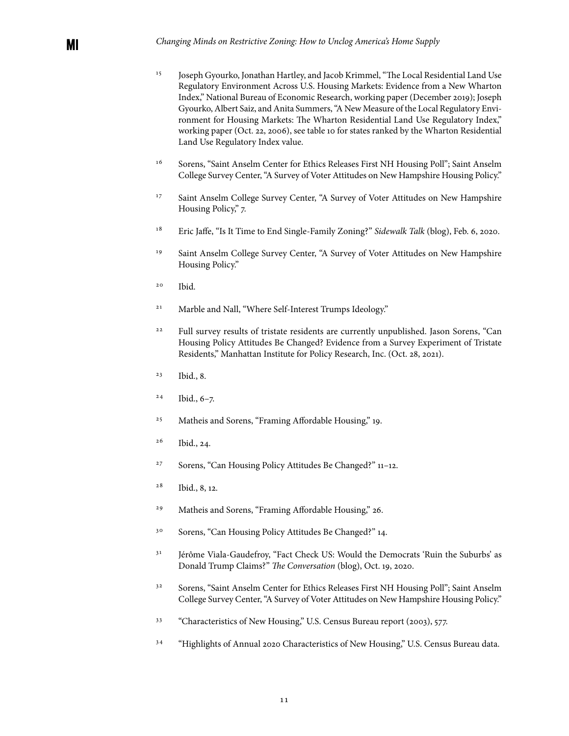[15] Joseph Gyourko, Jonathan Hartley, and Jacob Krimmel, "The Local Residential Land Use Regulatory Environment Across U.S. Housing Markets: Evidence from a New Wharton Index," National Bureau of Economic Research, working paper (December 2019); Joseph Gyourko, Albert Saiz, and Anita Summers, "A New Measure of the Local Regulatory Environment for Housing Markets: The Wharton Residential Land Use Regulatory Index," working paper (Oct. 22, 2006), see table 10 for states ranked by the Wharton Residential Land Use Regulatory Index value.

[16] Sorens, "Saint Anselm Center for Ethics Releases First NH Housing Poll"; Saint Anselm College Survey Center, "A Survey of Voter Attitudes on New Hampshire Housing Policy."

[17] Saint Anselm College Survey Center, "A Survey of Voter Attitudes on New Hampshire Housing Policy," 7.

[18] Eric Jaffe, "Is It Time to End Single-Family Zoning?" *Sidewalk Talk* (blog), Feb. 6, 2020.

[19] Saint Anselm College Survey Center, "A Survey of Voter Attitudes on New Hampshire Housing Policy."

[20] Ibid.

[21] Marble and Nall, "Where Self-Interest Trumps Ideology."

[22] Full survey results of tristate residents are currently unpublished. Jason Sorens, "Can Housing Policy Attitudes Be Changed? Evidence from a Survey Experiment of Tristate Residents," Manhattan Institute for Policy Research, Inc. (Oct. 28, 2021).

[23] Ibid., 8.

[24] Ibid., 6–7.

[25] Matheis and Sorens, "Framing Affordable Housing," 19.

[26] Ibid., 24.

[27] Sorens, "Can Housing Policy Attitudes Be Changed?" 11–12.

[28] Ibid., 8, 12.

[29] Matheis and Sorens, "Framing Affordable Housing," 26.

[30] Sorens, "Can Housing Policy Attitudes Be Changed?" 14.

[31] Jérôme Viala-Gaudefroy, "Fact Check US: Would the Democrats 'Ruin the Suburbs' as Donald Trump Claims?" *The Conversation* (blog), Oct. 19, 2020.

[32] Sorens, "Saint Anselm Center for Ethics Releases First NH Housing Poll"; Saint Anselm College Survey Center, "A Survey of Voter Attitudes on New Hampshire Housing Policy."

[33] "Characteristics of New Housing," U.S. Census Bureau report (2003), 577.

[34] "Highlights of Annual 2020 Characteristics of New Housing," U.S. Census Bureau data.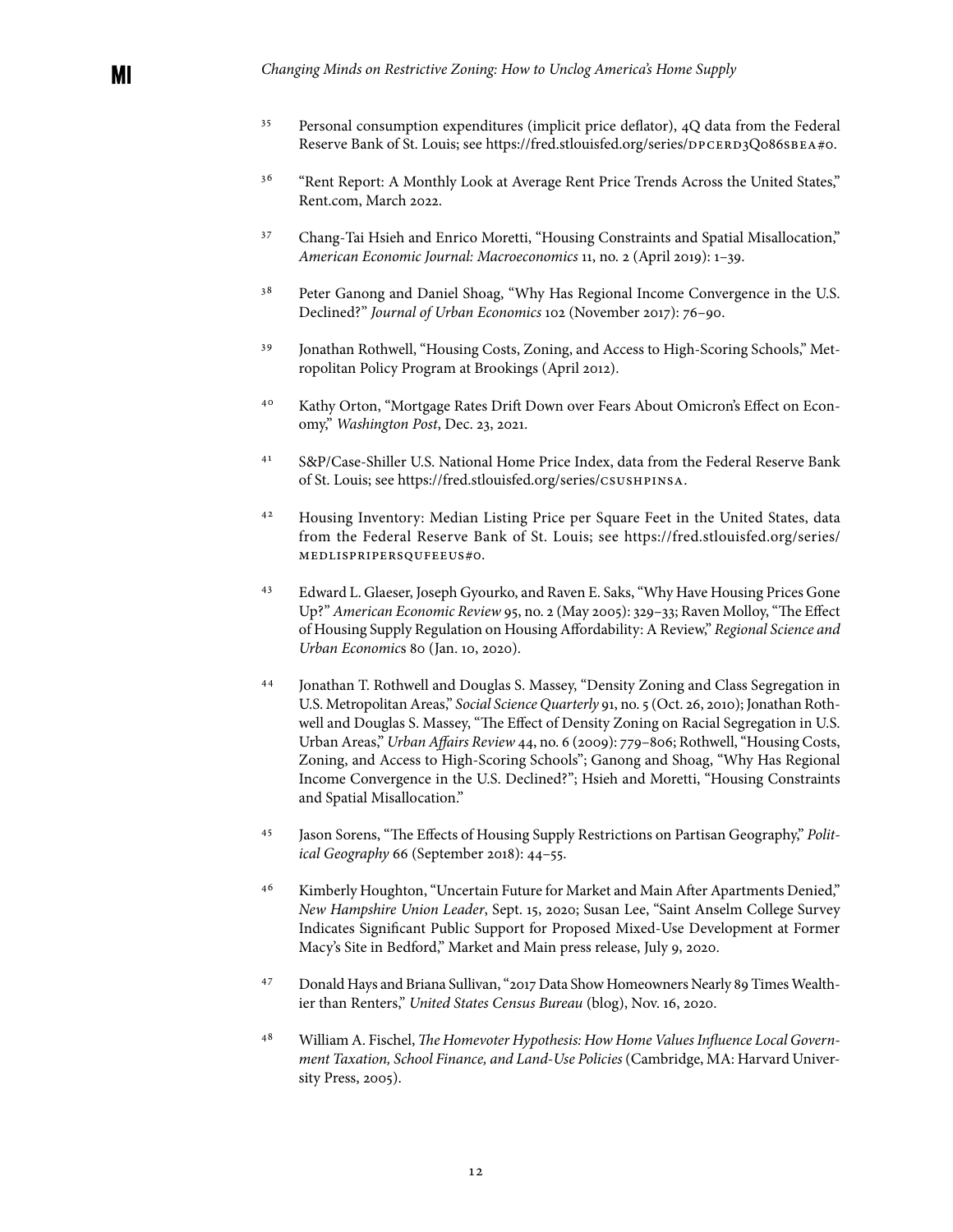[35] Personal consumption expenditures (implicit price deflator), 4Q data from the Federal Reserve Bank of St. Louis; see https://fred.stlouisfed.org/series/DPCERD3Q086SBEA#0.

[36] "Rent Report: A Monthly Look at Average Rent Price Trends Across the United States," Rent.com, March 2022.

[37] Chang-Tai Hsieh and Enrico Moretti, "Housing Constraints and Spatial Misallocation," *American Economic Journal: Macroeconomics* 11, no. 2 (April 2019): 1–39.

[38] Peter Ganong and Daniel Shoag, "Why Has Regional Income Convergence in the U.S. Declined?" *Journal of Urban Economics* 102 (November 2017): 76–90.

[39] Jonathan Rothwell, "Housing Costs, Zoning, and Access to High-Scoring Schools," Metropolitan Policy Program at Brookings (April 2012).

[40] Kathy Orton, "Mortgage Rates Drift Down over Fears About Omicron's Effect on Economy," *Washington Post*, Dec. 23, 2021.

[41] S&P/Case-Shiller U.S. National Home Price Index, data from the Federal Reserve Bank of St. Louis; see https://fred.stlouisfed.org/series/CSUSHPINSA.

[42] Housing Inventory: Median Listing Price per Square Feet in the United States, data from the Federal Reserve Bank of St. Louis; see https://fred.stlouisfed.org/series/MEDLISPRIPERSQUFEEUS#0.

[43] Edward L. Glaeser, Joseph Gyourko, and Raven E. Saks, "Why Have Housing Prices Gone Up?" *American Economic Review* 95, no. 2 (May 2005): 329–33; Raven Molloy, "The Effect of Housing Supply Regulation on Housing Affordability: A Review," *Regional Science and Urban Economics* 80 (Jan. 10, 2020).

[44] Jonathan T. Rothwell and Douglas S. Massey, "Density Zoning and Class Segregation in U.S. Metropolitan Areas," *Social Science Quarterly* 91, no. 5 (Oct. 26, 2010); Jonathan Rothwell and Douglas S. Massey, "The Effect of Density Zoning on Racial Segregation in U.S. Urban Areas," *Urban Affairs Review* 44, no. 6 (2009): 779–806; Rothwell, "Housing Costs, Zoning, and Access to High-Scoring Schools"; Ganong and Shoag, "Why Has Regional Income Convergence in the U.S. Declined?"; Hsieh and Moretti, "Housing Constraints and Spatial Misallocation."

[45] Jason Sorens, "The Effects of Housing Supply Restrictions on Partisan Geography," *Political Geography* 66 (September 2018): 44–55.

[46] Kimberly Houghton, "Uncertain Future for Market and Main After Apartments Denied," *New Hampshire Union Leader*, Sept. 15, 2020; Susan Lee, "Saint Anselm College Survey Indicates Significant Public Support for Proposed Mixed-Use Development at Former Macy's Site in Bedford," Market and Main press release, July 9, 2020.

[47] Donald Hays and Briana Sullivan, "2017 Data Show Homeowners Nearly 89 Times Wealthier than Renters," *United States Census Bureau* (blog), Nov. 16, 2020.

[48] William A. Fischel, *The Homevoter Hypothesis: How Home Values Influence Local Government Taxation, School Finance, and Land-Use Policies* (Cambridge, MA: Harvard University Press, 2005).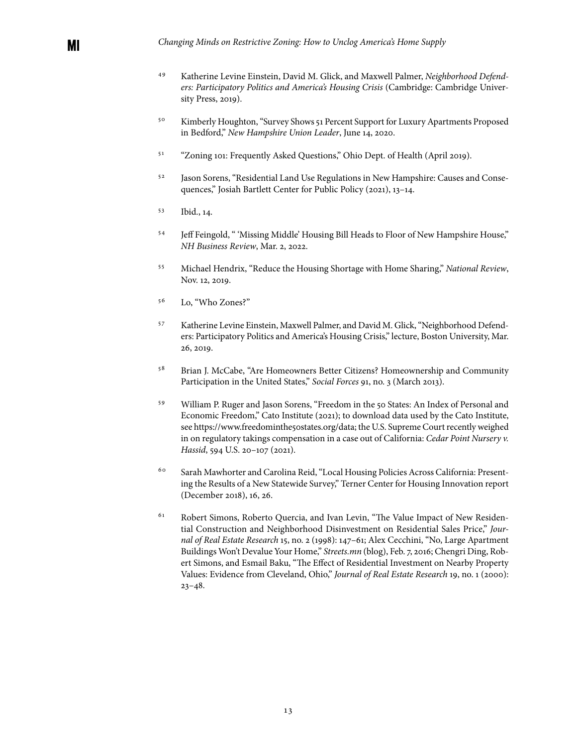[49] Katherine Levine Einstein, David M. Glick, and Maxwell Palmer, *Neighborhood Defenders: Participatory Politics and America's Housing Crisis* (Cambridge: Cambridge University Press, 2019).

[50] Kimberly Houghton, "Survey Shows 51 Percent Support for Luxury Apartments Proposed in Bedford," *New Hampshire Union Leader*, June 14, 2020.

[51] "Zoning 101: Frequently Asked Questions," Ohio Dept. of Health (April 2019).

[52] Jason Sorens, "Residential Land Use Regulations in New Hampshire: Causes and Consequences," Josiah Bartlett Center for Public Policy (2021), 13–14.

[53] Ibid., 14.

[54] Jeff Feingold, " 'Missing Middle' Housing Bill Heads to Floor of New Hampshire House," *NH Business Review*, Mar. 2, 2022.

[55] Michael Hendrix, "Reduce the Housing Shortage with Home Sharing," *National Review*, Nov. 12, 2019.

[56] Lo, "Who Zones?"

[57] Katherine Levine Einstein, Maxwell Palmer, and David M. Glick, "Neighborhood Defenders: Participatory Politics and America's Housing Crisis," lecture, Boston University, Mar. 26, 2019.

[58] Brian J. McCabe, "Are Homeowners Better Citizens? Homeownership and Community Participation in the United States," *Social Forces* 91, no. 3 (March 2013).

[59] William P. Ruger and Jason Sorens, "Freedom in the 50 States: An Index of Personal and Economic Freedom," Cato Institute (2021); to download data used by the Cato Institute, see https://www.freedominthe50states.org/data; the U.S. Supreme Court recently weighed in on regulatory takings compensation in a case out of California: *Cedar Point Nursery v. Hassid*, 594 U.S. 20–107 (2021).

[60] Sarah Mawhorter and Carolina Reid, "Local Housing Policies Across California: Presenting the Results of a New Statewide Survey," Terner Center for Housing Innovation report (December 2018), 16, 26.

[61] Robert Simons, Roberto Quercia, and Ivan Levin, "The Value Impact of New Residential Construction and Neighborhood Disinvestment on Residential Sales Price," *Journal of Real Estate Research* 15, no. 2 (1998): 147–61; Alex Cecchini, "No, Large Apartment Buildings Won't Devalue Your Home," *Streets.mn* (blog), Feb. 7, 2016; Chengri Ding, Robert Simons, and Esmail Baku, "The Effect of Residential Investment on Nearby Property Values: Evidence from Cleveland, Ohio," *Journal of Real Estate Research* 19, no. 1 (2000): 23–48.